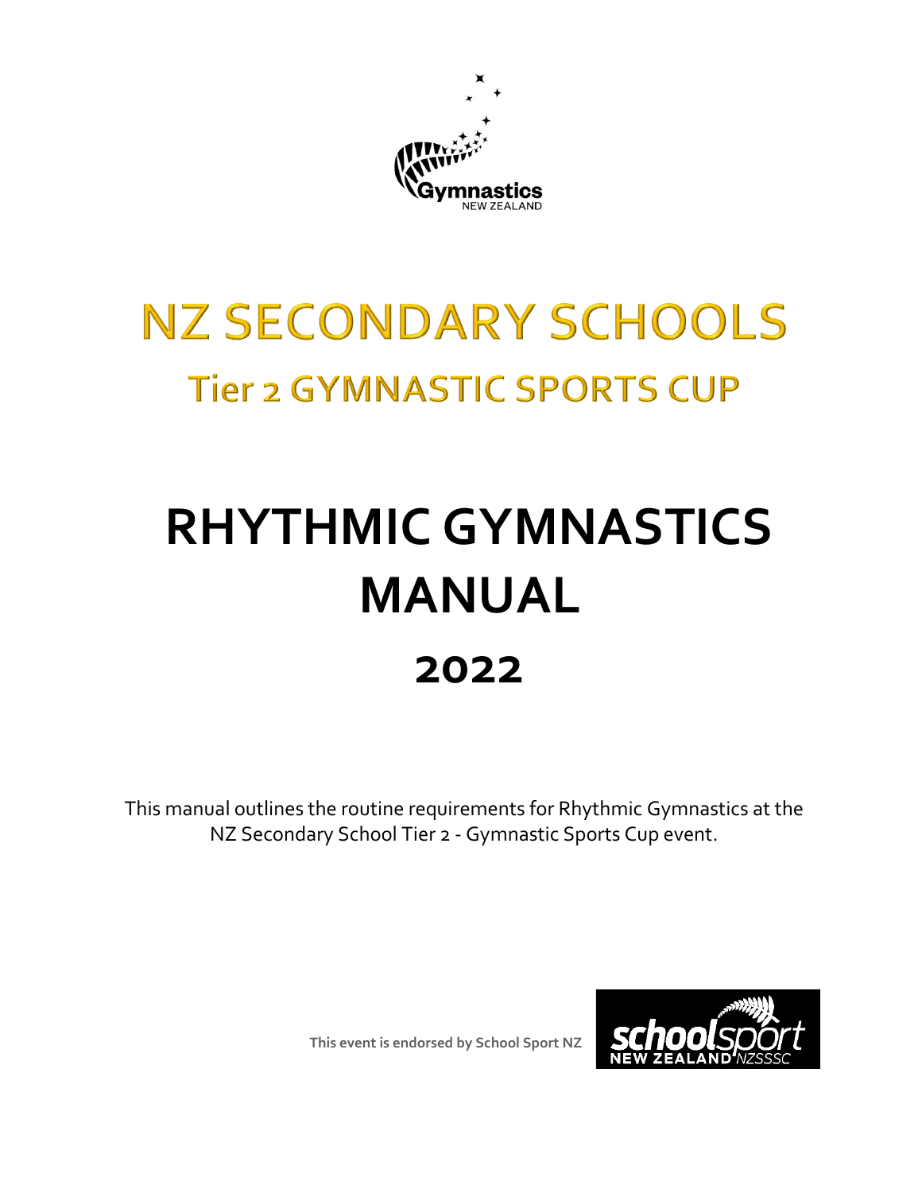# NZ SECONDARY SCHOOLS

## Tier 2 GYMNASTIC SPORTS CUP

# RHYTHMIC GYMNASTICS MANUAL

## 2022

This manual outlines the routine requirements for Rhythmic Gymnastics at the NZ Secondary School Tier 2 - Gymnastic Sports Cup event.

**This event is endorsed by School Sport NZ**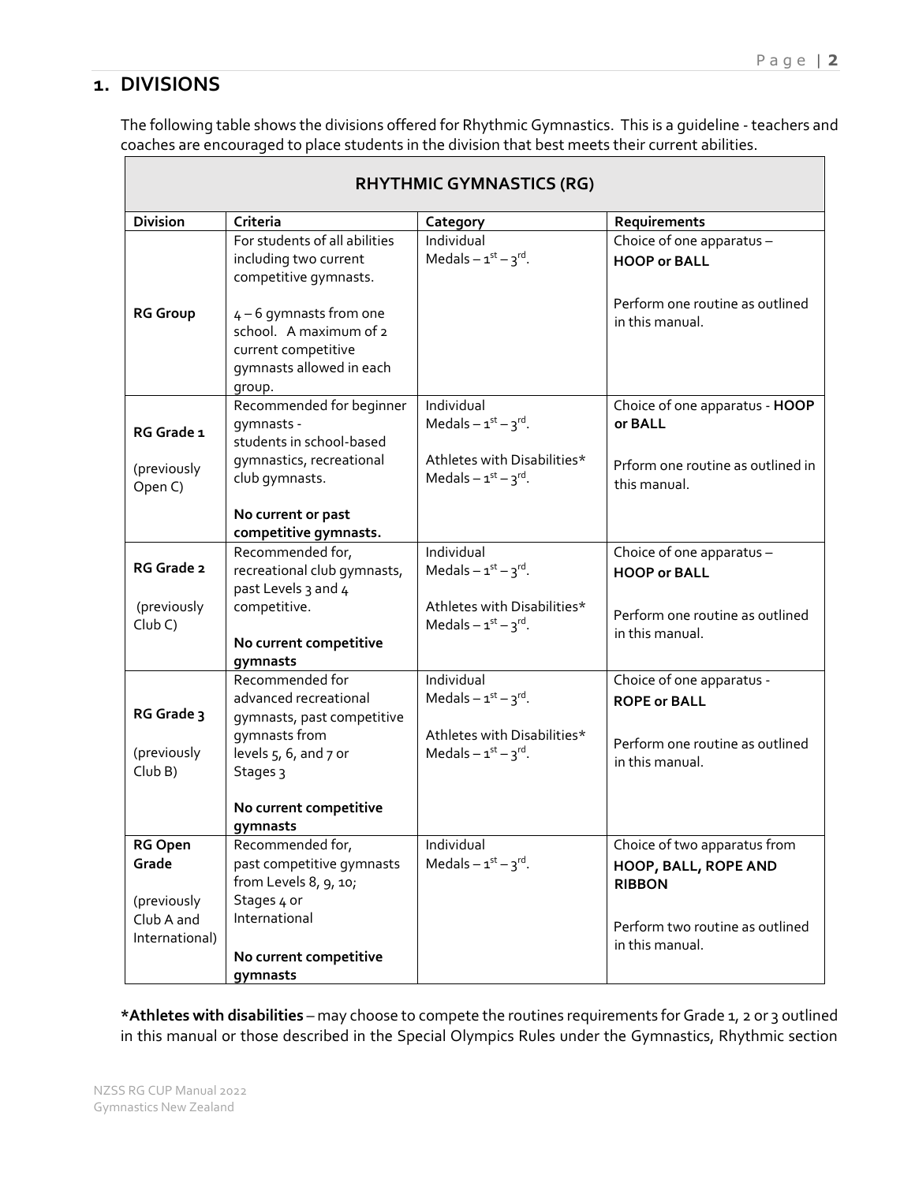## 1. DIVISIONS

The following table shows the divisions offered for Rhythmic Gymnastics. This is a guideline - teachers and coaches are encouraged to place students in the division that best meets their current abilities.

| RHYTHMIC GYMNASTICS (RG) | | | |
|---|---|---|---|
| **Division** | **Criteria** | **Category** | **Requirements** |
| **RG Group** | For students of all abilities including two current competitive gymnasts.<br><br>4 – 6 gymnasts from one school. A maximum of 2 current competitive gymnasts allowed in each group. | Individual<br>Medals – 1st – 3rd. | Choice of one apparatus – **HOOP or BALL**<br><br>Perform one routine as outlined in this manual. |
| **RG Grade 1**<br><br>(previously Open C) | Recommended for beginner gymnasts - students in school-based gymnastics, recreational club gymnasts.<br><br>**No current or past competitive gymnasts.** | Individual<br>Medals – 1st – 3rd.<br><br>Athletes with Disabilities*<br>Medals – 1st – 3rd. | Choice of one apparatus - **HOOP or BALL**<br><br>Prform one routine as outlined in this manual. |
| **RG Grade 2**<br><br>(previously Club C) | Recommended for, recreational club gymnasts, past Levels 3 and 4 competitive.<br><br>**No current competitive gymnasts** | Individual<br>Medals – 1st – 3rd.<br><br>Athletes with Disabilities*<br>Medals – 1st – 3rd. | Choice of one apparatus – **HOOP or BALL**<br><br>Perform one routine as outlined in this manual. |
| **RG Grade 3**<br><br>(previously Club B) | Recommended for advanced recreational gymnasts, past competitive gymnasts from levels 5, 6, and 7 or Stages 3<br><br>**No current competitive gymnasts** | Individual<br>Medals – 1st – 3rd.<br><br>Athletes with Disabilities*<br>Medals – 1st – 3rd. | Choice of one apparatus - **ROPE or BALL**<br><br>Perform one routine as outlined in this manual. |
| **RG Open Grade**<br><br>(previously Club A and International) | Recommended for, past competitive gymnasts from Levels 8, 9, 10; Stages 4 or International<br><br>**No current competitive gymnasts** | Individual<br>Medals – 1st – 3rd. | Choice of two apparatus from **HOOP, BALL, ROPE AND RIBBON**<br><br>Perform two routine as outlined in this manual. |

**\*Athletes with disabilities** – may choose to compete the routines requirements for Grade 1, 2 or 3 outlined in this manual or those described in the Special Olympics Rules under the Gymnastics, Rhythmic section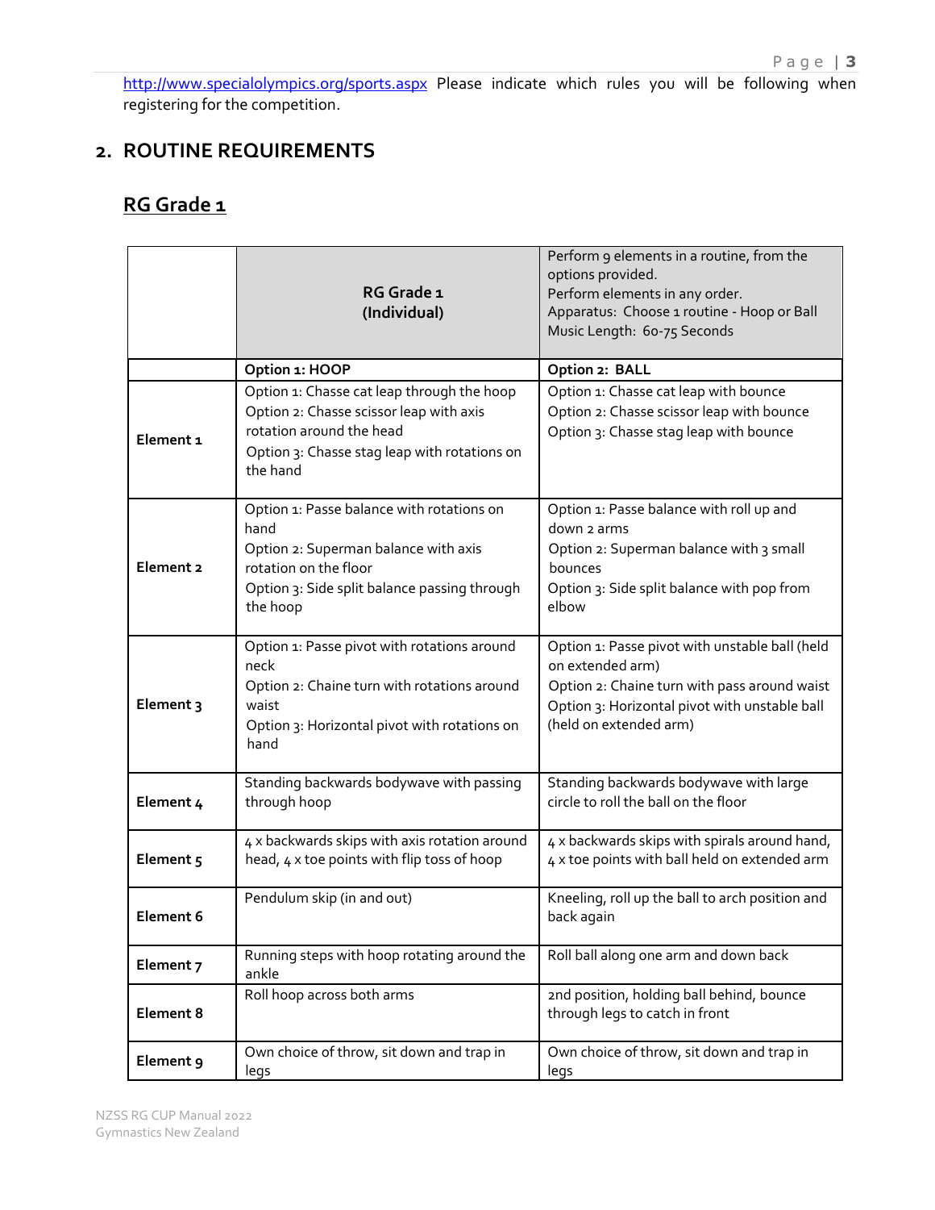http://www.specialolympics.org/sports.aspx Please indicate which rules you will be following when registering for the competition.

## 2. ROUTINE REQUIREMENTS

### RG Grade 1

| | **RG Grade 1 (Individual)** | Perform 9 elements in a routine, from the options provided.<br>Perform elements in any order.<br>Apparatus: Choose 1 routine - Hoop or Ball<br>Music Length: 60-75 Seconds |
|---|---|---|
| | **Option 1: HOOP** | **Option 2: BALL** |
| **Element 1** | Option 1: Chasse cat leap through the hoop<br>Option 2: Chasse scissor leap with axis rotation around the head<br>Option 3: Chasse stag leap with rotations on the hand | Option 1: Chasse cat leap with bounce<br>Option 2: Chasse scissor leap with bounce<br>Option 3: Chasse stag leap with bounce |
| **Element 2** | Option 1: Passe balance with rotations on hand<br>Option 2: Superman balance with axis rotation on the floor<br>Option 3: Side split balance passing through the hoop | Option 1: Passe balance with roll up and down 2 arms<br>Option 2: Superman balance with 3 small bounces<br>Option 3: Side split balance with pop from elbow |
| **Element 3** | Option 1: Passe pivot with rotations around neck<br>Option 2: Chaine turn with rotations around waist<br>Option 3: Horizontal pivot with rotations on hand | Option 1: Passe pivot with unstable ball (held on extended arm)<br>Option 2: Chaine turn with pass around waist<br>Option 3: Horizontal pivot with unstable ball (held on extended arm) |
| **Element 4** | Standing backwards bodywave with passing through hoop | Standing backwards bodywave with large circle to roll the ball on the floor |
| **Element 5** | 4 x backwards skips with axis rotation around head, 4 x toe points with flip toss of hoop | 4 x backwards skips with spirals around hand, 4 x toe points with ball held on extended arm |
| **Element 6** | Pendulum skip (in and out) | Kneeling, roll up the ball to arch position and back again |
| **Element 7** | Running steps with hoop rotating around the ankle | Roll ball along one arm and down back |
| **Element 8** | Roll hoop across both arms | 2nd position, holding ball behind, bounce through legs to catch in front |
| **Element 9** | Own choice of throw, sit down and trap in legs | Own choice of throw, sit down and trap in legs |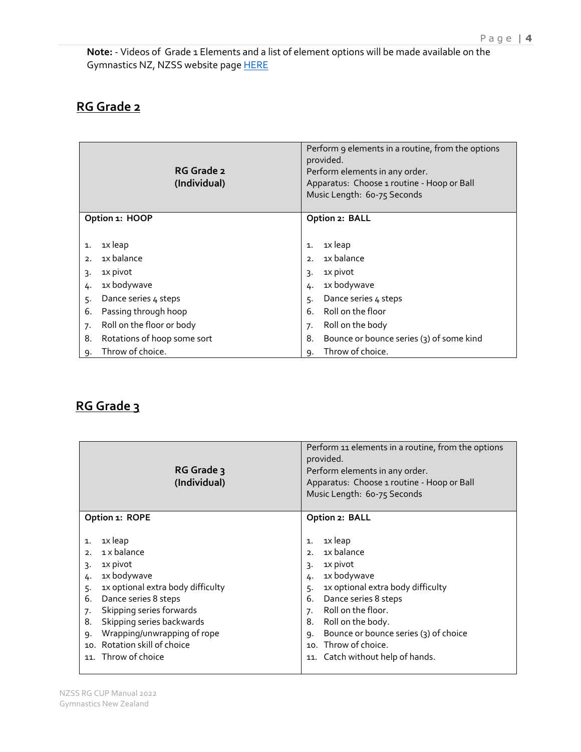**Note:** - Videos of Grade 1 Elements and a list of element options will be made available on the Gymnastics NZ, NZSS website page HERE

## RG Grade 2

| **RG Grade 2 (Individual)** | Perform 9 elements in a routine, from the options provided.<br>Perform elements in any order.<br>Apparatus: Choose 1 routine - Hoop or Ball<br>Music Length: 60-75 Seconds |
|---|---|
| **Option 1: HOOP**<br><br>1. 1x leap<br>2. 1x balance<br>3. 1x pivot<br>4. 1x bodywave<br>5. Dance series 4 steps<br>6. Passing through hoop<br>7. Roll on the floor or body<br>8. Rotations of hoop some sort<br>9. Throw of choice. | **Option 2: BALL**<br><br>1. 1x leap<br>2. 1x balance<br>3. 1x pivot<br>4. 1x bodywave<br>5. Dance series 4 steps<br>6. Roll on the floor<br>7. Roll on the body<br>8. Bounce or bounce series (3) of some kind<br>9. Throw of choice. |

## RG Grade 3

| **RG Grade 3 (Individual)** | Perform 11 elements in a routine, from the options provided.<br>Perform elements in any order.<br>Apparatus: Choose 1 routine - Hoop or Ball<br>Music Length: 60-75 Seconds |
|---|---|
| **Option 1: ROPE**<br><br>1. 1x leap<br>2. 1 x balance<br>3. 1x pivot<br>4. 1x bodywave<br>5. 1x optional extra body difficulty<br>6. Dance series 8 steps<br>7. Skipping series forwards<br>8. Skipping series backwards<br>9. Wrapping/unwrapping of rope<br>10. Rotation skill of choice<br>11. Throw of choice | **Option 2: BALL**<br><br>1. 1x leap<br>2. 1x balance<br>3. 1x pivot<br>4. 1x bodywave<br>5. 1x optional extra body difficulty<br>6. Dance series 8 steps<br>7. Roll on the floor.<br>8. Roll on the body.<br>9. Bounce or bounce series (3) of choice<br>10. Throw of choice.<br>11. Catch without help of hands. |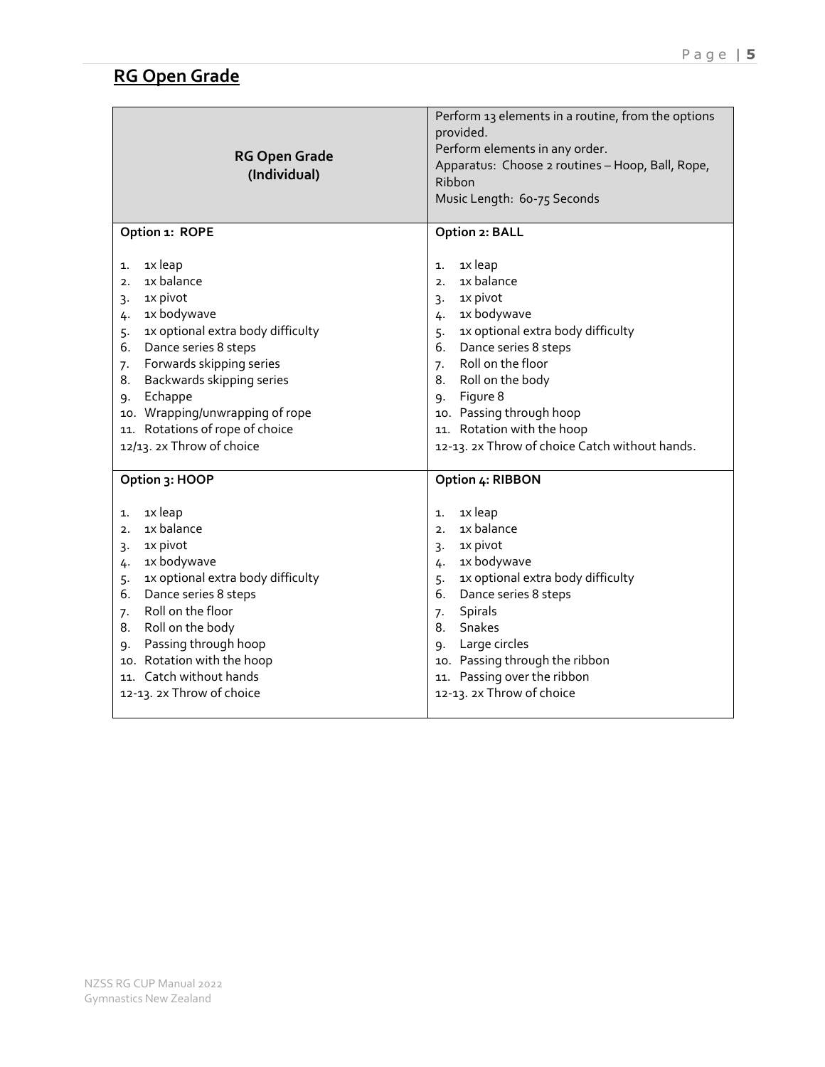## RG Open Grade

| RG Open Grade (Individual) | Perform 13 elements in a routine, from the options provided.<br>Perform elements in any order.<br>Apparatus: Choose 2 routines – Hoop, Ball, Rope, Ribbon<br>Music Length: 60-75 Seconds |
|---|---|
| **Option 1: ROPE**<br><br>1. 1x leap<br>2. 1x balance<br>3. 1x pivot<br>4. 1x bodywave<br>5. 1x optional extra body difficulty<br>6. Dance series 8 steps<br>7. Forwards skipping series<br>8. Backwards skipping series<br>9. Echappe<br>10. Wrapping/unwrapping of rope<br>11. Rotations of rope of choice<br>12/13. 2x Throw of choice | **Option 2: BALL**<br><br>1. 1x leap<br>2. 1x balance<br>3. 1x pivot<br>4. 1x bodywave<br>5. 1x optional extra body difficulty<br>6. Dance series 8 steps<br>7. Roll on the floor<br>8. Roll on the body<br>9. Figure 8<br>10. Passing through hoop<br>11. Rotation with the hoop<br>12-13. 2x Throw of choice Catch without hands. |
| **Option 3: HOOP**<br><br>1. 1x leap<br>2. 1x balance<br>3. 1x pivot<br>4. 1x bodywave<br>5. 1x optional extra body difficulty<br>6. Dance series 8 steps<br>7. Roll on the floor<br>8. Roll on the body<br>9. Passing through hoop<br>10. Rotation with the hoop<br>11. Catch without hands<br>12-13. 2x Throw of choice | **Option 4: RIBBON**<br><br>1. 1x leap<br>2. 1x balance<br>3. 1x pivot<br>4. 1x bodywave<br>5. 1x optional extra body difficulty<br>6. Dance series 8 steps<br>7. Spirals<br>8. Snakes<br>9. Large circles<br>10. Passing through the ribbon<br>11. Passing over the ribbon<br>12-13. 2x Throw of choice |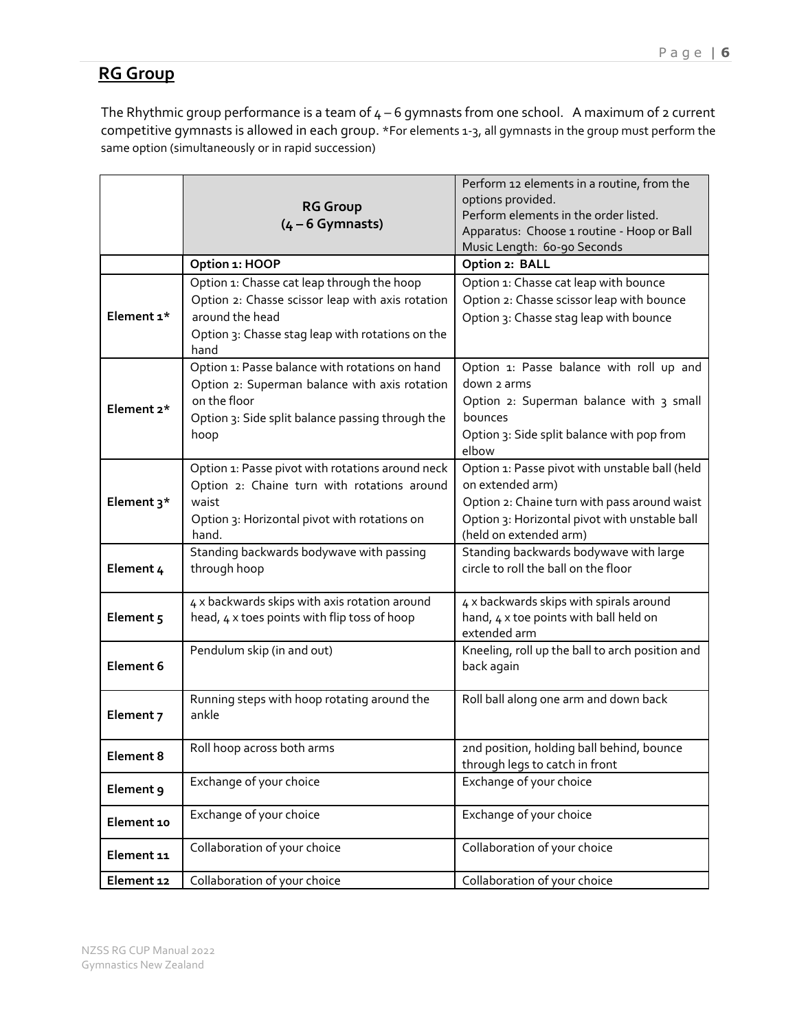## RG Group

The Rhythmic group performance is a team of 4 – 6 gymnasts from one school. A maximum of 2 current competitive gymnasts is allowed in each group. *For elements 1-3, all gymnasts in the group must perform the same option (simultaneously or in rapid succession)

| | **RG Group (4 – 6 Gymnasts)** | Perform 12 elements in a routine, from the options provided.<br>Perform elements in the order listed.<br>Apparatus: Choose 1 routine - Hoop or Ball<br>Music Length: 60-90 Seconds |
|---|---|---|
| | **Option 1: HOOP** | **Option 2: BALL** |
| **Element 1*** | Option 1: Chasse cat leap through the hoop<br>Option 2: Chasse scissor leap with axis rotation around the head<br>Option 3: Chasse stag leap with rotations on the hand | Option 1: Chasse cat leap with bounce<br>Option 2: Chasse scissor leap with bounce<br>Option 3: Chasse stag leap with bounce |
| **Element 2*** | Option 1: Passe balance with rotations on hand<br>Option 2: Superman balance with axis rotation on the floor<br>Option 3: Side split balance passing through the hoop | Option 1: Passe balance with roll up and down 2 arms<br>Option 2: Superman balance with 3 small bounces<br>Option 3: Side split balance with pop from elbow |
| **Element 3*** | Option 1: Passe pivot with rotations around neck<br>Option 2: Chaine turn with rotations around waist<br>Option 3: Horizontal pivot with rotations on hand. | Option 1: Passe pivot with unstable ball (held on extended arm)<br>Option 2: Chaine turn with pass around waist<br>Option 3: Horizontal pivot with unstable ball (held on extended arm) |
| **Element 4** | Standing backwards bodywave with passing through hoop | Standing backwards bodywave with large circle to roll the ball on the floor |
| **Element 5** | 4 x backwards skips with axis rotation around head, 4 x toes points with flip toss of hoop | 4 x backwards skips with spirals around hand, 4 x toe points with ball held on extended arm |
| **Element 6** | Pendulum skip (in and out) | Kneeling, roll up the ball to arch position and back again |
| **Element 7** | Running steps with hoop rotating around the ankle | Roll ball along one arm and down back |
| **Element 8** | Roll hoop across both arms | 2nd position, holding ball behind, bounce through legs to catch in front |
| **Element 9** | Exchange of your choice | Exchange of your choice |
| **Element 10** | Exchange of your choice | Exchange of your choice |
| **Element 11** | Collaboration of your choice | Collaboration of your choice |
| **Element 12** | Collaboration of your choice | Collaboration of your choice |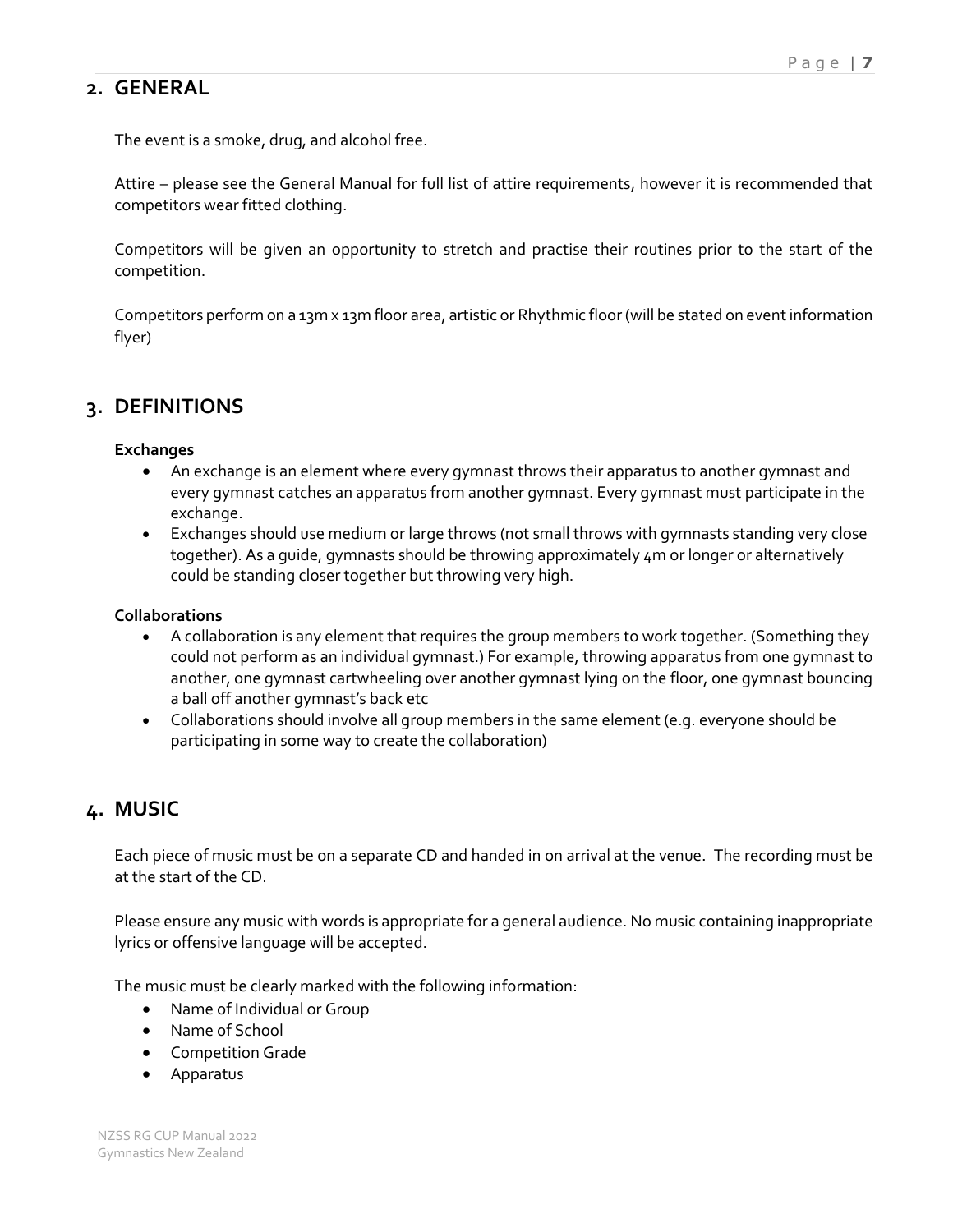## 2. GENERAL

The event is a smoke, drug, and alcohol free.

Attire – please see the General Manual for full list of attire requirements, however it is recommended that competitors wear fitted clothing.

Competitors will be given an opportunity to stretch and practise their routines prior to the start of the competition.

Competitors perform on a 13m x 13m floor area, artistic or Rhythmic floor (will be stated on event information flyer)

## 3. DEFINITIONS

**Exchanges**

- An exchange is an element where every gymnast throws their apparatus to another gymnast and every gymnast catches an apparatus from another gymnast. Every gymnast must participate in the exchange.
- Exchanges should use medium or large throws (not small throws with gymnasts standing very close together). As a guide, gymnasts should be throwing approximately 4m or longer or alternatively could be standing closer together but throwing very high.

**Collaborations**

- A collaboration is any element that requires the group members to work together. (Something they could not perform as an individual gymnast.) For example, throwing apparatus from one gymnast to another, one gymnast cartwheeling over another gymnast lying on the floor, one gymnast bouncing a ball off another gymnast's back etc
- Collaborations should involve all group members in the same element (e.g. everyone should be participating in some way to create the collaboration)

## 4. MUSIC

Each piece of music must be on a separate CD and handed in on arrival at the venue. The recording must be at the start of the CD.

Please ensure any music with words is appropriate for a general audience. No music containing inappropriate lyrics or offensive language will be accepted.

The music must be clearly marked with the following information:

- Name of Individual or Group
- Name of School
- Competition Grade
- Apparatus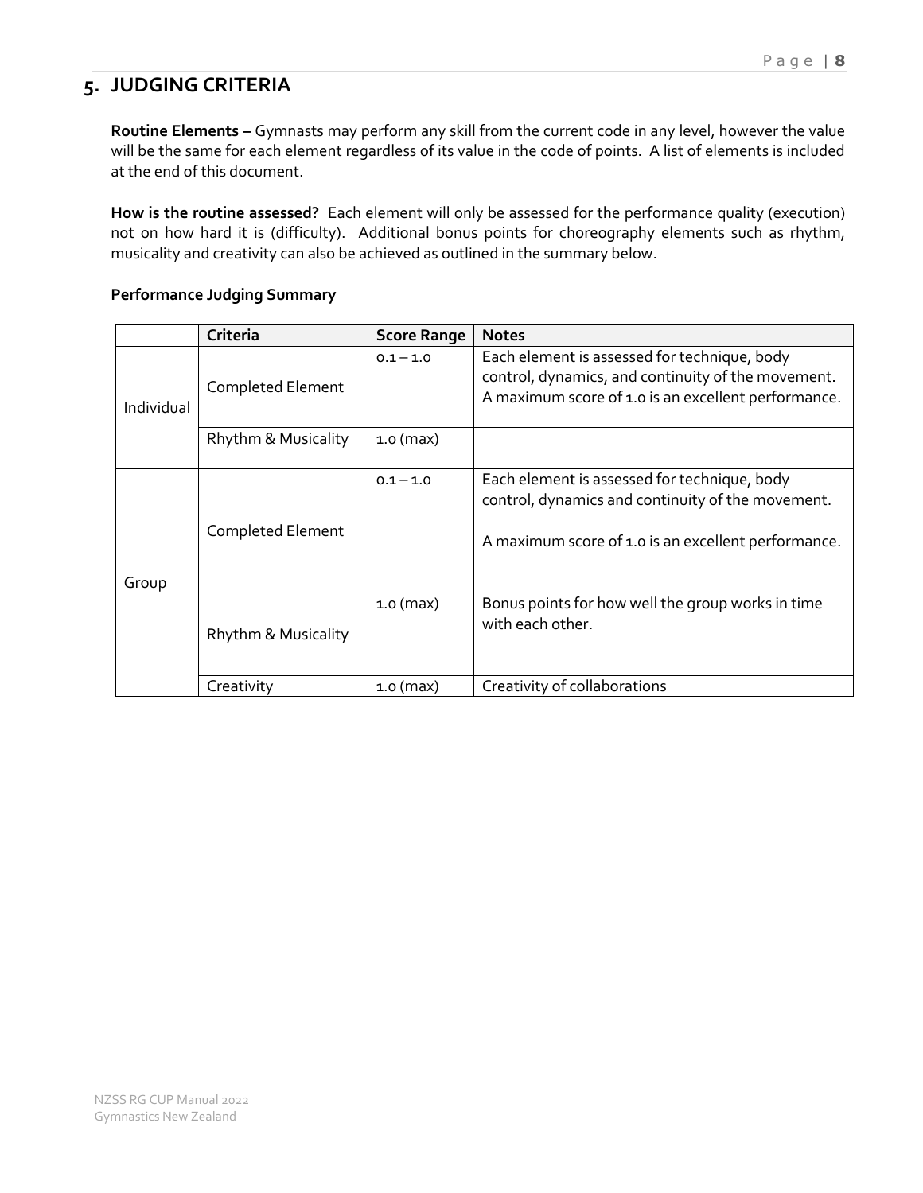## 5. JUDGING CRITERIA

**Routine Elements –** Gymnasts may perform any skill from the current code in any level, however the value will be the same for each element regardless of its value in the code of points. A list of elements is included at the end of this document.

**How is the routine assessed?** Each element will only be assessed for the performance quality (execution) not on how hard it is (difficulty). Additional bonus points for choreography elements such as rhythm, musicality and creativity can also be achieved as outlined in the summary below.

**Performance Judging Summary**

| | Criteria | Score Range | Notes |
|---|---|---|---|
| Individual | Completed Element | 0.1 – 1.0 | Each element is assessed for technique, body control, dynamics, and continuity of the movement. A maximum score of 1.0 is an excellent performance. |
| | Rhythm & Musicality | 1.0 (max) | |
| Group | Completed Element | 0.1 – 1.0 | Each element is assessed for technique, body control, dynamics and continuity of the movement. A maximum score of 1.0 is an excellent performance. |
| | Rhythm & Musicality | 1.0 (max) | Bonus points for how well the group works in time with each other. |
| | Creativity | 1.0 (max) | Creativity of collaborations |